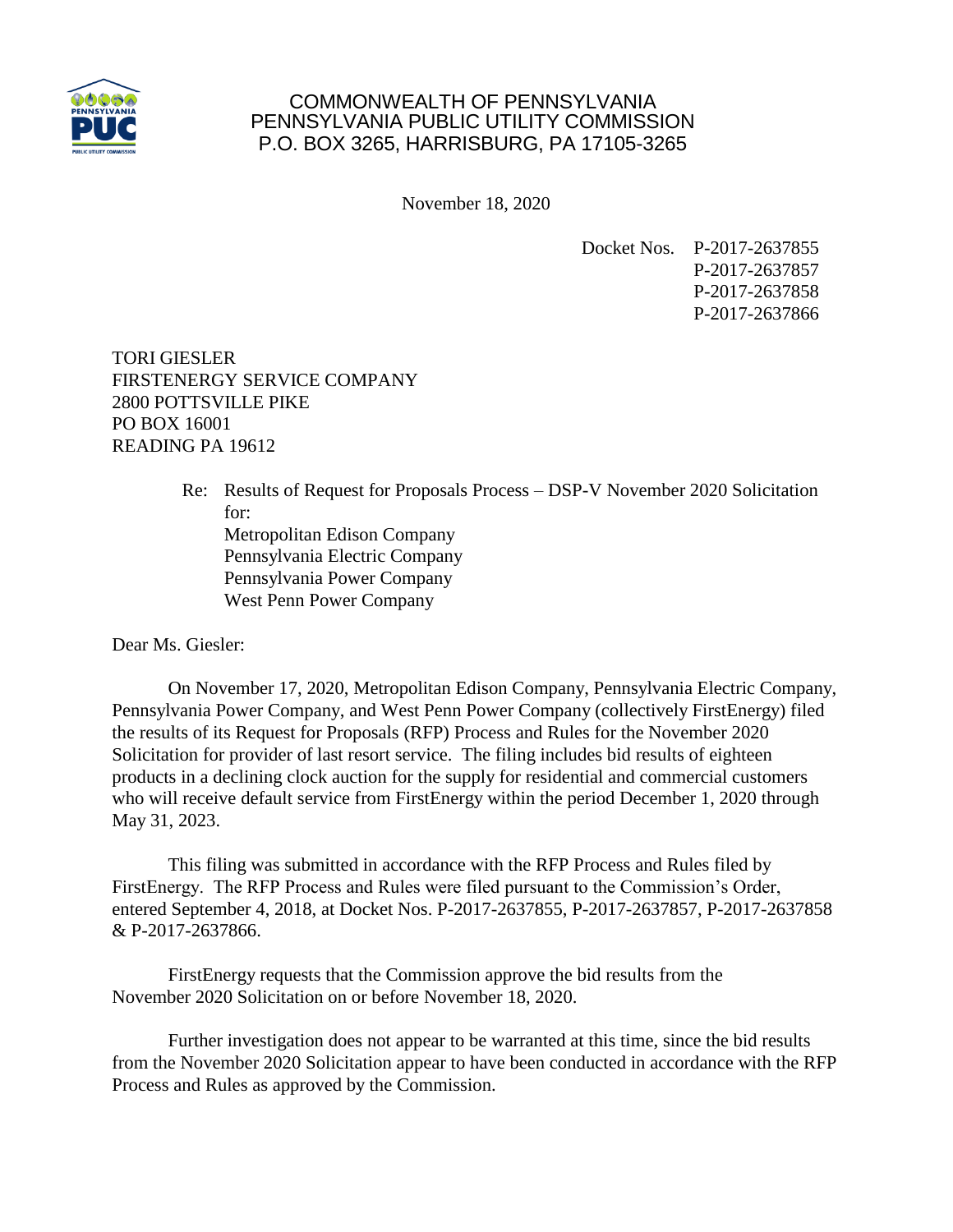COMMONWEALTH OF PENNSYLVANIA
PENNSYLVANIA PUBLIC UTILITY COMMISSION
P.O. BOX 3265, HARRISBURG, PA 17105-3265

November 18, 2020

Docket Nos. P-2017-2637855
P-2017-2637857
P-2017-2637858
P-2017-2637866

TORI GIESLER
FIRSTENERGY SERVICE COMPANY
2800 POTTSVILLE PIKE
PO BOX 16001
READING PA 19612

Re: Results of Request for Proposals Process – DSP-V November 2020 Solicitation for:
Metropolitan Edison Company
Pennsylvania Electric Company
Pennsylvania Power Company
West Penn Power Company

Dear Ms. Giesler:

On November 17, 2020, Metropolitan Edison Company, Pennsylvania Electric Company, Pennsylvania Power Company, and West Penn Power Company (collectively FirstEnergy) filed the results of its Request for Proposals (RFP) Process and Rules for the November 2020 Solicitation for provider of last resort service. The filing includes bid results of eighteen products in a declining clock auction for the supply for residential and commercial customers who will receive default service from FirstEnergy within the period December 1, 2020 through May 31, 2023.

This filing was submitted in accordance with the RFP Process and Rules filed by FirstEnergy. The RFP Process and Rules were filed pursuant to the Commission's Order, entered September 4, 2018, at Docket Nos. P-2017-2637855, P-2017-2637857, P-2017-2637858 & P-2017-2637866.

FirstEnergy requests that the Commission approve the bid results from the November 2020 Solicitation on or before November 18, 2020.

Further investigation does not appear to be warranted at this time, since the bid results from the November 2020 Solicitation appear to have been conducted in accordance with the RFP Process and Rules as approved by the Commission.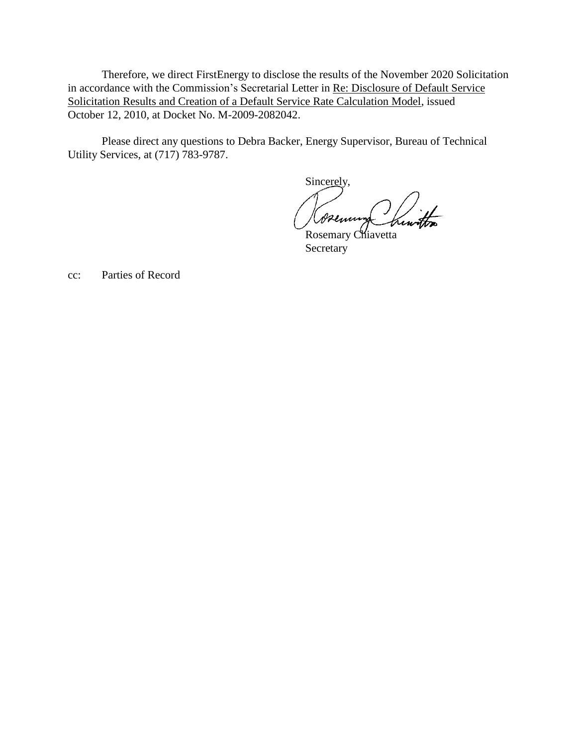Therefore, we direct FirstEnergy to disclose the results of the November 2020 Solicitation in accordance with the Commission's Secretarial Letter in Re: Disclosure of Default Service Solicitation Results and Creation of a Default Service Rate Calculation Model, issued October 12, 2010, at Docket No. M-2009-2082042.

Please direct any questions to Debra Backer, Energy Supervisor, Bureau of Technical Utility Services, at (717) 783-9787.

Sincerely,

Rosemary Chiavetta
Secretary

cc: Parties of Record